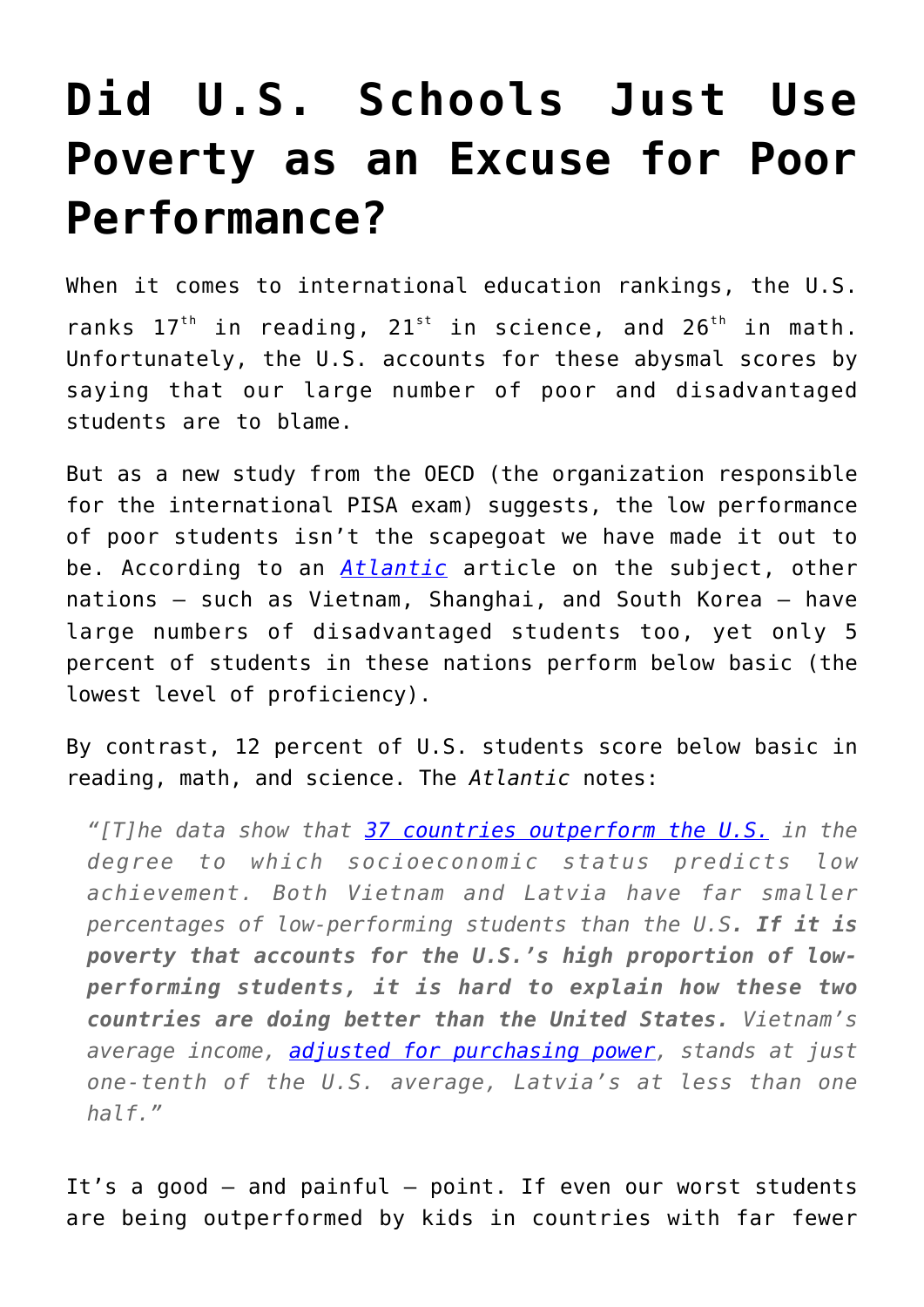# Did U.S. Schools Just Use Poverty as an Excuse for Poor Performance?

When it comes to international education rankings, the U.S. ranks 17th in reading, 21st in science, and 26th in math. Unfortunately, the U.S. accounts for these abysmal scores by saying that our large number of poor and disadvantaged students are to blame.

But as a new study from the OECD (the organization responsible for the international PISA exam) suggests, the low performance of poor students isn't the scapegoat we have made it out to be. According to an *Atlantic* article on the subject, other nations – such as Vietnam, Shanghai, and South Korea – have large numbers of disadvantaged students too, yet only 5 percent of students in these nations perform below basic (the lowest level of proficiency).

By contrast, 12 percent of U.S. students score below basic in reading, math, and science. The *Atlantic* notes:

> *"[T]he data show that 37 countries outperform the U.S. in the degree to which socioeconomic status predicts low achievement. Both Vietnam and Latvia have far smaller percentages of low-performing students than the U.S.* ***If it is poverty that accounts for the U.S.'s high proportion of low-performing students, it is hard to explain how these two countries are doing better than the United States.*** *Vietnam's average income, adjusted for purchasing power, stands at just one-tenth of the U.S. average, Latvia's at less than one half."*

It's a good – and painful – point. If even our worst students are being outperformed by kids in countries with far fewer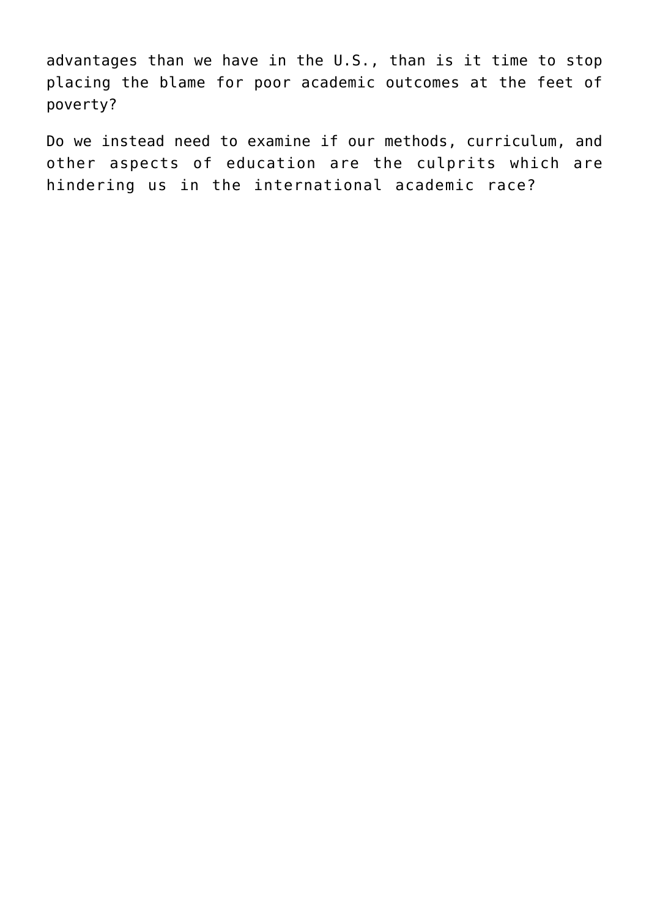advantages than we have in the U.S., than is it time to stop placing the blame for poor academic outcomes at the feet of poverty?

Do we instead need to examine if our methods, curriculum, and other aspects of education are the culprits which are hindering us in the international academic race?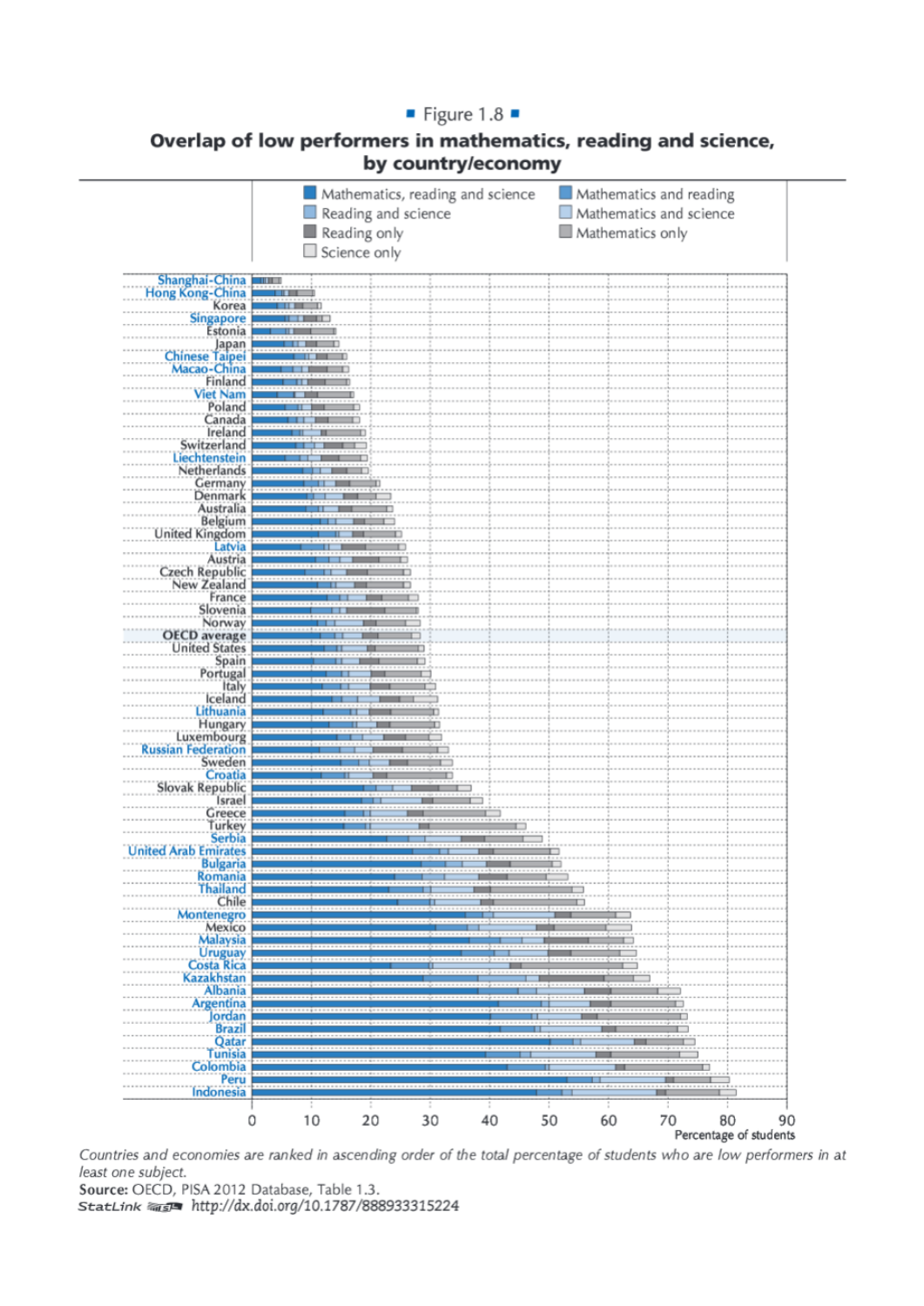■ Figure 1.8 ■

**Overlap of low performers in mathematics, reading and science, by country/economy**

Mathematics, reading and science
Mathematics and reading
Reading and science
Mathematics and science
Reading only
Mathematics only
Science only

Shanghai-China
Hong Kong-China
Korea
Singapore
Estonia
Japan
Chinese Taipei
Macao-China
Finland
Viet Nam
Poland
Canada
Ireland
Switzerland
Liechtenstein
Netherlands
Germany
Denmark
Australia
Belgium
United Kingdom
Latvia
Austria
Czech Republic
New Zealand
France
Slovenia
Norway
OECD average
United States
Spain
Portugal
Italy
Iceland
Lithuania
Hungary
Luxembourg
Russian Federation
Sweden
Croatia
Slovak Republic
Israel
Greece
Turkey
Serbia
United Arab Emirates
Bulgaria
Romania
Thailand
Chile
Montenegro
Mexico
Malaysia
Uruguay
Costa Rica
Kazakhstan
Albania
Argentina
Jordan
Brazil
Qatar
Tunisia
Colombia
Peru
Indonesia

0 10 20 30 40 50 60 70 80 90

Percentage of students

*Countries and economies are ranked in ascending order of the total percentage of students who are low performers in at least one subject.*

**Source:** OECD, PISA 2012 Database, Table 1.3.

StatLink http://dx.doi.org/10.1787/888933315224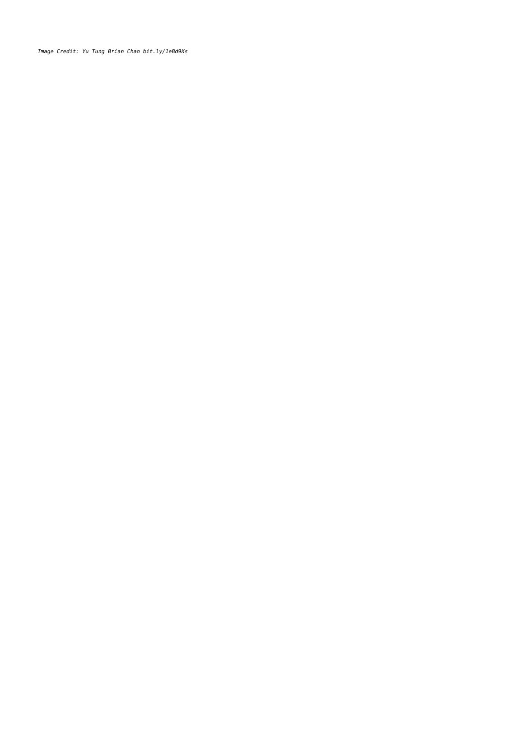*Image Credit: Yu Tung Brian Chan bit.ly/1eBd9Ks*